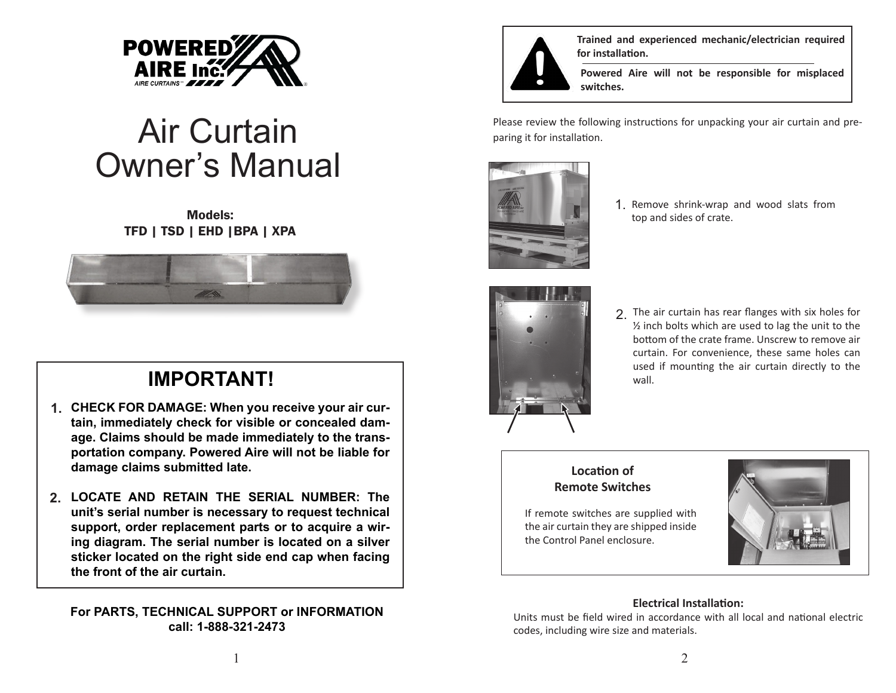# POWERED AIRE Inc.

AIRE CURTAINS™

# Air Curtain Owner's Manual

**Models:**
**TFD | TSD | EHD |BPA | XPA**

## IMPORTANT!

1. **CHECK FOR DAMAGE: When you receive your air curtain, immediately check for visible or concealed damage. Claims should be made immediately to the transportation company. Powered Aire will not be liable for damage claims submitted late.**

2. **LOCATE AND RETAIN THE SERIAL NUMBER: The unit's serial number is necessary to request technical support, order replacement parts or to acquire a wiring diagram. The serial number is located on a silver sticker located on the right side end cap when facing the front of the air curtain.**

**For PARTS, TECHNICAL SUPPORT or INFORMATION call: 1-888-321-2473**

**Trained and experienced mechanic/electrician required for installation.**

**Powered Aire will not be responsible for misplaced switches.**

Please review the following instructions for unpacking your air curtain and preparing it for installation.

1. Remove shrink-wrap and wood slats from top and sides of crate.

2. The air curtain has rear flanges with six holes for ½ inch bolts which are used to lag the unit to the bottom of the crate frame. Unscrew to remove air curtain. For convenience, these same holes can used if mounting the air curtain directly to the wall.

### Location of Remote Switches

If remote switches are supplied with the air curtain they are shipped inside the Control Panel enclosure.

### Electrical Installation:

Units must be field wired in accordance with all local and national electric codes, including wire size and materials.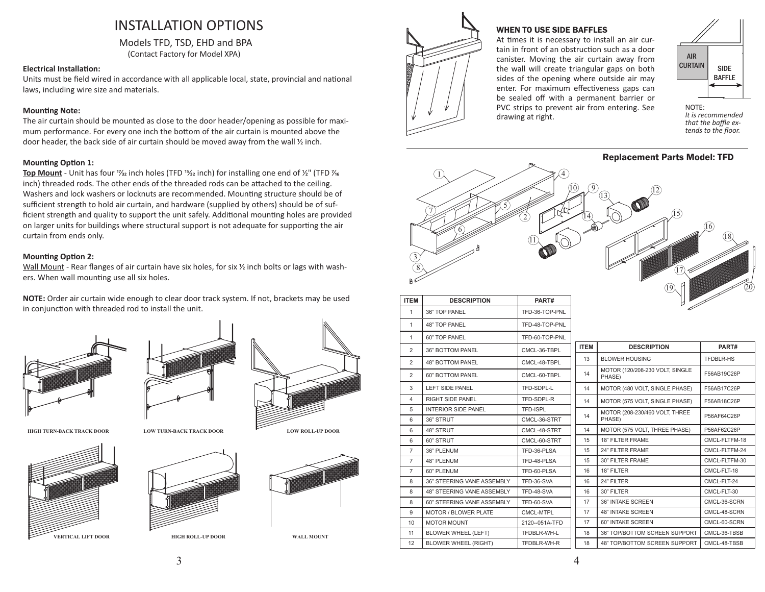# INSTALLATION OPTIONS

Models TFD, TSD, EHD and BPA
(Contact Factory for Model XPA)

**Electrical Installation:**
Units must be field wired in accordance with all applicable local, state, provincial and national laws, including wire size and materials.

**Mounting Note:**
The air curtain should be mounted as close to the door header/opening as possible for maximum performance. For every one inch the bottom of the air curtain is mounted above the door header, the back side of air curtain should be moved away from the wall ½ inch.

**Mounting Option 1:**
**Top Mount** - Unit has four 17/32 inch holes (TFD 15/32 inch) for installing one end of ½" (TFD 7/16 inch) threaded rods. The other ends of the threaded rods can be attached to the ceiling. Washers and lock washers or locknuts are recommended. Mounting structure should be of sufficient strength to hold air curtain, and hardware (supplied by others) should be of sufficient strength and quality to support the unit safely. Additional mounting holes are provided on larger units for buildings where structural support is not adequate for supporting the air curtain from ends only.

**Mounting Option 2:**
Wall Mount - Rear flanges of air curtain have six holes, for six ½ inch bolts or lags with washers. When wall mounting use all six holes.

**NOTE:** Order air curtain wide enough to clear door track system. If not, brackets may be used in conjunction with threaded rod to install the unit.

HIGH TURN-BACK TRACK DOOR

LOW TURN-BACK TRACK DOOR

LOW ROLL-UP DOOR

VERTICAL LIFT DOOR

HIGH ROLL-UP DOOR

WALL MOUNT

### WHEN TO USE SIDE BAFFLES

At times it is necessary to install an air curtain in front of an obstruction such as a door canister. Moving the air curtain away from the wall will create triangular gaps on both sides of the opening where outside air may enter. For maximum effectiveness gaps can be sealed off with a permanent barrier or PVC strips to prevent air from entering. See drawing at right.

AIR CURTAIN

SIDE BAFFLE

NOTE:
*It is recommended that the baffle extends to the floor.*

## Replacement Parts Model: TFD

| ITEM | DESCRIPTION | PART# |
|---|---|---|
| 1 | 36" TOP PANEL | TFD-36-TOP-PNL |
| 1 | 48" TOP PANEL | TFD-48-TOP-PNL |
| 1 | 60" TOP PANEL | TFD-60-TOP-PNL |
| 2 | 36" BOTTOM PANEL | CMCL-36-TBPL |
| 2 | 48" BOTTOM PANEL | CMCL-48-TBPL |
| 2 | 60" BOTTOM PANEL | CMCL-60-TBPL |
| 3 | LEFT SIDE PANEL | TFD-SDPL-L |
| 4 | RIGHT SIDE PANEL | TFD-SDPL-R |
| 5 | INTERIOR SIDE PANEL | TFD-ISPL |
| 6 | 36" STRUT | CMCL-36-STRT |
| 6 | 48" STRUT | CMCL-48-STRT |
| 6 | 60" STRUT | CMCL-60-STRT |
| 7 | 36" PLENUM | TFD-36-PLSA |
| 7 | 48" PLENUM | TFD-48-PLSA |
| 7 | 60" PLENUM | TFD-60-PLSA |
| 8 | 36" STEERING VANE ASSEMBLY | TFD-36-SVA |
| 8 | 48" STEERING VANE ASSEMBLY | TFD-48-SVA |
| 8 | 60" STEERING VANE ASSEMBLY | TFD-60-SVA |
| 9 | MOTOR / BLOWER PLATE | CMCL-MTPL |
| 10 | MOTOR MOUNT | 2120--051A-TFD |
| 11 | BLOWER WHEEL (LEFT) | TFDBLR-WH-L |
| 12 | BLOWER WHEEL (RIGHT) | TFDBLR-WH-R |

| ITEM | DESCRIPTION | PART# |
|---|---|---|
| 13 | BLOWER HOUSING | TFDBLR-HS |
| 14 | MOTOR (120/208-230 VOLT, SINGLE PHASE) | F56AB19C26P |
| 14 | MOTOR (480 VOLT, SINGLE PHASE) | F56AB17C26P |
| 14 | MOTOR (575 VOLT, SINGLE PHASE) | F56AB18C26P |
| 14 | MOTOR (208-230/460 VOLT, THREE PHASE) | P56AF64C26P |
| 14 | MOTOR (575 VOLT, THREE PHASE) | P56AF62C26P |
| 15 | 18" FILTER FRAME | CMCL-FLTFM-18 |
| 15 | 24" FILTER FRAME | CMCL-FLTFM-24 |
| 15 | 30" FILTER FRAME | CMCL-FLTFM-30 |
| 16 | 18" FILTER | CMCL-FLT-18 |
| 16 | 24" FILTER | CMCL-FLT-24 |
| 16 | 30" FILTER | CMCL-FLT-30 |
| 17 | 36" INTAKE SCREEN | CMCL-36-SCRN |
| 17 | 48" INTAKE SCREEN | CMCL-48-SCRN |
| 17 | 60" INTAKE SCREEN | CMCL-60-SCRN |
| 18 | 36" TOP/BOTTOM SCREEN SUPPORT | CMCL-36-TBSB |
| 18 | 48" TOP/BOTTOM SCREEN SUPPORT | CMCL-48-TBSB |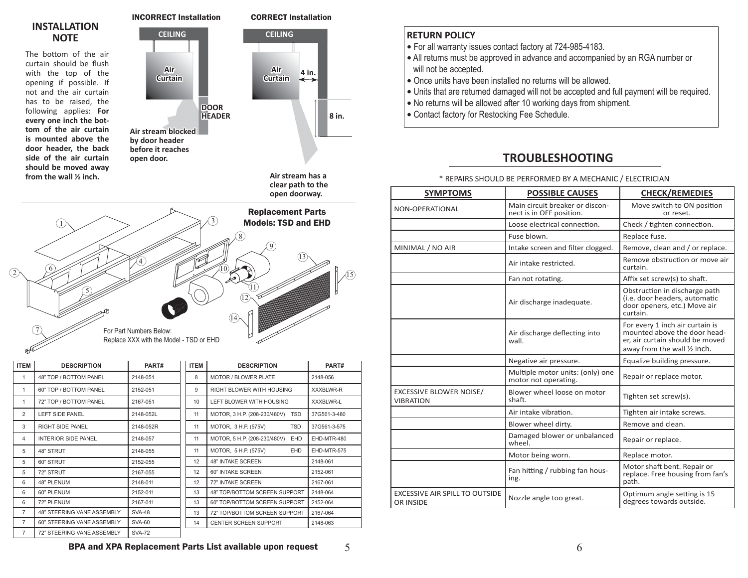## INSTALLATION NOTE

The bottom of the air curtain should be flush with the top of the opening if possible. If not and the air curtain has to be raised, the following applies: **For every one inch the bottom of the air curtain is mounted above the door header, the back side of the air curtain should be moved away from the wall ½ inch.**

**INCORRECT Installation**

CEILING

Air Curtain

DOOR HEADER

**Air stream blocked by door header before it reaches open door.**

**CORRECT Installation**

CEILING

Air Curtain

4 in.

8 in.

**Air stream has a clear path to the open doorway.**

## Replacement Parts Models: TSD and EHD

For Part Numbers Below:
Replace XXX with the Model - TSD or EHD

| ITEM | DESCRIPTION | PART# |
|---|---|---|
| 1 | 48" TOP / BOTTOM PANEL | 2148-051 |
| 1 | 60" TOP / BOTTOM PANEL | 2152-051 |
| 1 | 72" TOP / BOTTOM PANEL | 2167-051 |
| 2 | LEFT SIDE PANEL | 2148-052L |
| 3 | RIGHT SIDE PANEL | 2148-052R |
| 4 | INTERIOR SIDE PANEL | 2148-057 |
| 5 | 48" STRUT | 2148-055 |
| 5 | 60" STRUT | 2152-055 |
| 5 | 72" STRUT | 2167-055 |
| 6 | 48" PLENUM | 2148-011 |
| 6 | 60" PLENUM | 2152-011 |
| 6 | 72" PLENUM | 2167-011 |
| 7 | 48" STEERING VANE ASSEMBLY | SVA-48 |
| 7 | 60" STEERING VANE ASSEMBLY | SVA-60 |
| 7 | 72" STEERING VANE ASSEMBLY | SVA-72 |

| ITEM | DESCRIPTION | PART# |
|---|---|---|
| 8 | MOTOR / BLOWER PLATE | 2148-056 |
| 9 | RIGHT BLOWER WITH HOUSING | XXXBLWR-R |
| 10 | LEFT BLOWER WITH HOUSING | XXXBLWR-L |
| 11 | MOTOR, 3 H.P. (208-230/480V) TSD | 37G561-3-480 |
| 11 | MOTOR, 3 H.P. (575V) TSD | 37G561-3-575 |
| 11 | MOTOR, 5 H.P. (208-230/480V) EHD | EHD-MTR-480 |
| 11 | MOTOR, 5 H.P. (575V) EHD | EHD-MTR-575 |
| 12 | 48" INTAKE SCREEN | 2148-061 |
| 12 | 60" INTAKE SCREEN | 2152-061 |
| 12 | 72" INTAKE SCREEN | 2167-061 |
| 13 | 48" TOP/BOTTOM SCREEN SUPPORT | 2148-064 |
| 13 | 60" TOP/BOTTOM SCREEN SUPPORT | 2152-064 |
| 13 | 72" TOP/BOTTOM SCREEN SUPPORT | 2167-064 |
| 14 | CENTER SCREEN SUPPORT | 2148-063 |

**BPA and XPA Replacement Parts List available upon request**

## RETURN POLICY

- For all warranty issues contact factory at 724-985-4183.
- All returns must be approved in advance and accompanied by an RGA number or will not be accepted.
- Once units have been installed no returns will be allowed.
- Units that are returned damaged will not be accepted and full payment will be required.
- No returns will be allowed after 10 working days from shipment.
- Contact factory for Restocking Fee Schedule.

## TROUBLESHOOTING

\* REPAIRS SHOULD BE PERFORMED BY A MECHANIC / ELECTRICIAN

| SYMPTOMS | POSSIBLE CAUSES | CHECK/REMEDIES |
|---|---|---|
| NON-OPERATIONAL | Main circuit breaker or disconnect is in OFF position. | Move switch to ON position or reset. |
| | Loose electrical connection. | Check / tighten connection. |
| | Fuse blown. | Replace fuse. |
| MINIMAL / NO AIR | Intake screen and filter clogged. | Remove, clean and / or replace. |
| | Air intake restricted. | Remove obstruction or move air curtain. |
| | Fan not rotating. | Affix set screw(s) to shaft. |
| | Air discharge inadequate. | Obstruction in discharge path (i.e. door headers, automatic door openers, etc.) Move air curtain. |
| | Air discharge deflecting into wall. | For every 1 inch air curtain is mounted above the door header, air curtain should be moved away from the wall ½ inch. |
| | Negative air pressure. | Equalize building pressure. |
| | Multiple motor units: (only) one motor not operating. | Repair or replace motor. |
| EXCESSIVE BLOWER NOISE/ VIBRATION | Blower wheel loose on motor shaft. | Tighten set screw(s). |
| | Air intake vibration. | Tighten air intake screws. |
| | Blower wheel dirty. | Remove and clean. |
| | Damaged blower or unbalanced wheel. | Repair or replace. |
| | Motor being worn. | Replace motor. |
| | Fan hitting / rubbing fan housing. | Motor shaft bent. Repair or replace. Free housing from fan's path. |
| EXCESSIVE AIR SPILL TO OUTSIDE OR INSIDE | Nozzle angle too great. | Optimum angle setting is 15 degrees towards outside. |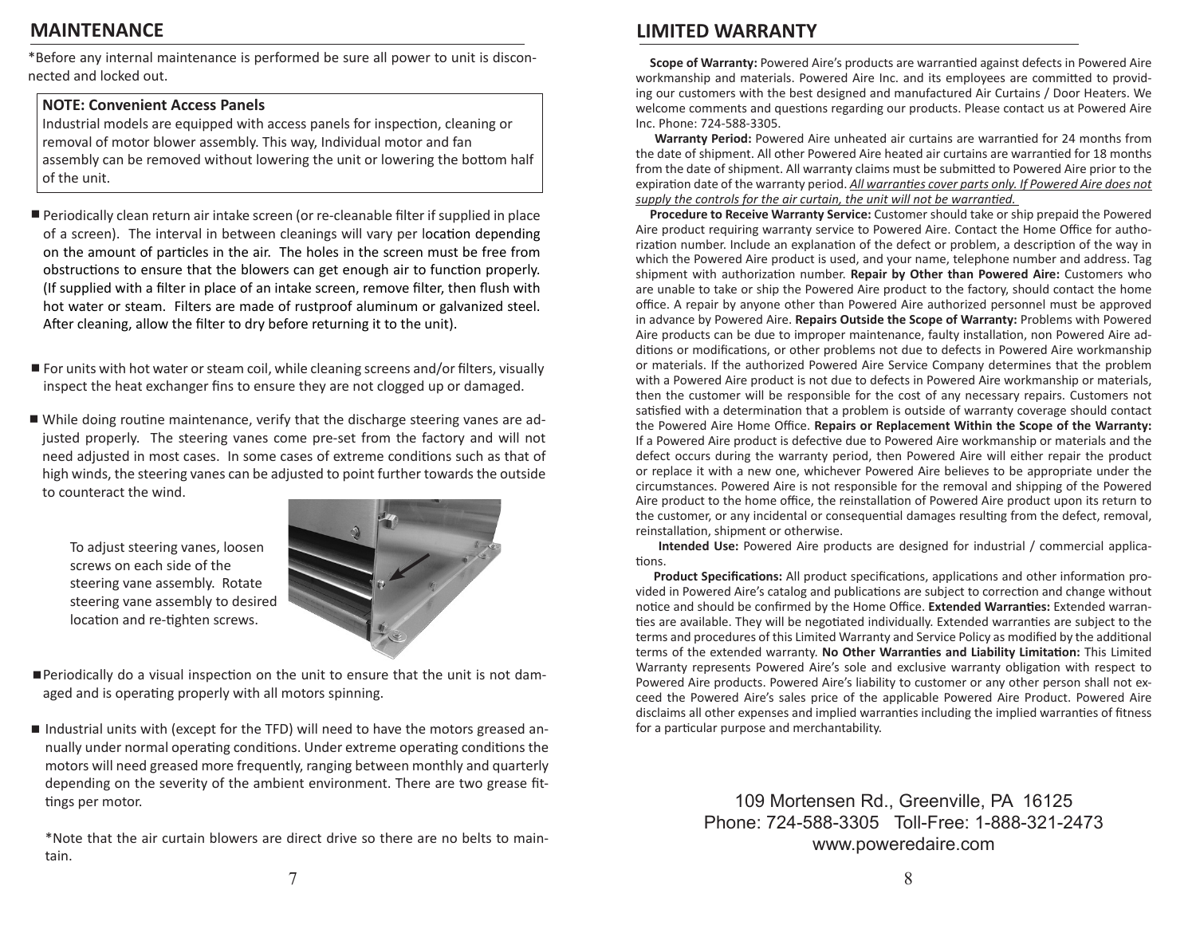## MAINTENANCE

*Before any internal maintenance is performed be sure all power to unit is disconnected and locked out.

> **NOTE: Convenient Access Panels**
> Industrial models are equipped with access panels for inspection, cleaning or removal of motor blower assembly. This way, Individual motor and fan assembly can be removed without lowering the unit or lowering the bottom half of the unit.

- Periodically clean return air intake screen (or re-cleanable filter if supplied in place of a screen). The interval in between cleanings will vary per location depending on the amount of particles in the air. The holes in the screen must be free from obstructions to ensure that the blowers can get enough air to function properly. (If supplied with a filter in place of an intake screen, remove filter, then flush with hot water or steam. Filters are made of rustproof aluminum or galvanized steel. After cleaning, allow the filter to dry before returning it to the unit).

- For units with hot water or steam coil, while cleaning screens and/or filters, visually inspect the heat exchanger fins to ensure they are not clogged up or damaged.

- While doing routine maintenance, verify that the discharge steering vanes are adjusted properly. The steering vanes come pre-set from the factory and will not need adjusted in most cases. In some cases of extreme conditions such as that of high winds, the steering vanes can be adjusted to point further towards the outside to counteract the wind.

  To adjust steering vanes, loosen screws on each side of the steering vane assembly. Rotate steering vane assembly to desired location and re-tighten screws.

- Periodically do a visual inspection on the unit to ensure that the unit is not damaged and is operating properly with all motors spinning.

- Industrial units with (except for the TFD) will need to have the motors greased annually under normal operating conditions. Under extreme operating conditions the motors will need greased more frequently, ranging between monthly and quarterly depending on the severity of the ambient environment. There are two grease fittings per motor.

  *Note that the air curtain blowers are direct drive so there are no belts to maintain.

## LIMITED WARRANTY

**Scope of Warranty:** Powered Aire's products are warrantied against defects in Powered Aire workmanship and materials. Powered Aire Inc. and its employees are committed to providing our customers with the best designed and manufactured Air Curtains / Door Heaters. We welcome comments and questions regarding our products. Please contact us at Powered Aire Inc. Phone: 724-588-3305.

**Warranty Period:** Powered Aire unheated air curtains are warrantied for 24 months from the date of shipment. All other Powered Aire heated air curtains are warrantied for 18 months from the date of shipment. All warranty claims must be submitted to Powered Aire prior to the expiration date of the warranty period. *All warranties cover parts only. If Powered Aire does not supply the controls for the air curtain, the unit will not be warrantied.*

**Procedure to Receive Warranty Service:** Customer should take or ship prepaid the Powered Aire product requiring warranty service to Powered Aire. Contact the Home Office for authorization number. Include an explanation of the defect or problem, a description of the way in which the Powered Aire product is used, and your name, telephone number and address. Tag shipment with authorization number. **Repair by Other than Powered Aire:** Customers who are unable to take or ship the Powered Aire product to the factory, should contact the home office. A repair by anyone other than Powered Aire authorized personnel must be approved in advance by Powered Aire. **Repairs Outside the Scope of Warranty:** Problems with Powered Aire products can be due to improper maintenance, faulty installation, non Powered Aire additions or modifications, or other problems not due to defects in Powered Aire workmanship or materials. If the authorized Powered Aire Service Company determines that the problem with a Powered Aire product is not due to defects in Powered Aire workmanship or materials, then the customer will be responsible for the cost of any necessary repairs. Customers not satisfied with a determination that a problem is outside of warranty coverage should contact the Powered Aire Home Office. **Repairs or Replacement Within the Scope of the Warranty:** If a Powered Aire product is defective due to Powered Aire workmanship or materials and the defect occurs during the warranty period, then Powered Aire will either repair the product or replace it with a new one, whichever Powered Aire believes to be appropriate under the circumstances. Powered Aire is not responsible for the removal and shipping of the Powered Aire product to the home office, the reinstallation of Powered Aire product upon its return to the customer, or any incidental or consequential damages resulting from the defect, removal, reinstallation, shipment or otherwise.

**Intended Use:** Powered Aire products are designed for industrial / commercial applications.

**Product Specifications:** All product specifications, applications and other information provided in Powered Aire's catalog and publications are subject to correction and change without notice and should be confirmed by the Home Office. **Extended Warranties:** Extended warranties are available. They will be negotiated individually. Extended warranties are subject to the terms and procedures of this Limited Warranty and Service Policy as modified by the additional terms of the extended warranty. **No Other Warranties and Liability Limitation:** This Limited Warranty represents Powered Aire's sole and exclusive warranty obligation with respect to Powered Aire products. Powered Aire's liability to customer or any other person shall not exceed the Powered Aire's sales price of the applicable Powered Aire Product. Powered Aire disclaims all other expenses and implied warranties including the implied warranties of fitness for a particular purpose and merchantability.

109 Mortensen Rd., Greenville, PA 16125
Phone: 724-588-3305 Toll-Free: 1-888-321-2473
www.poweredaire.com